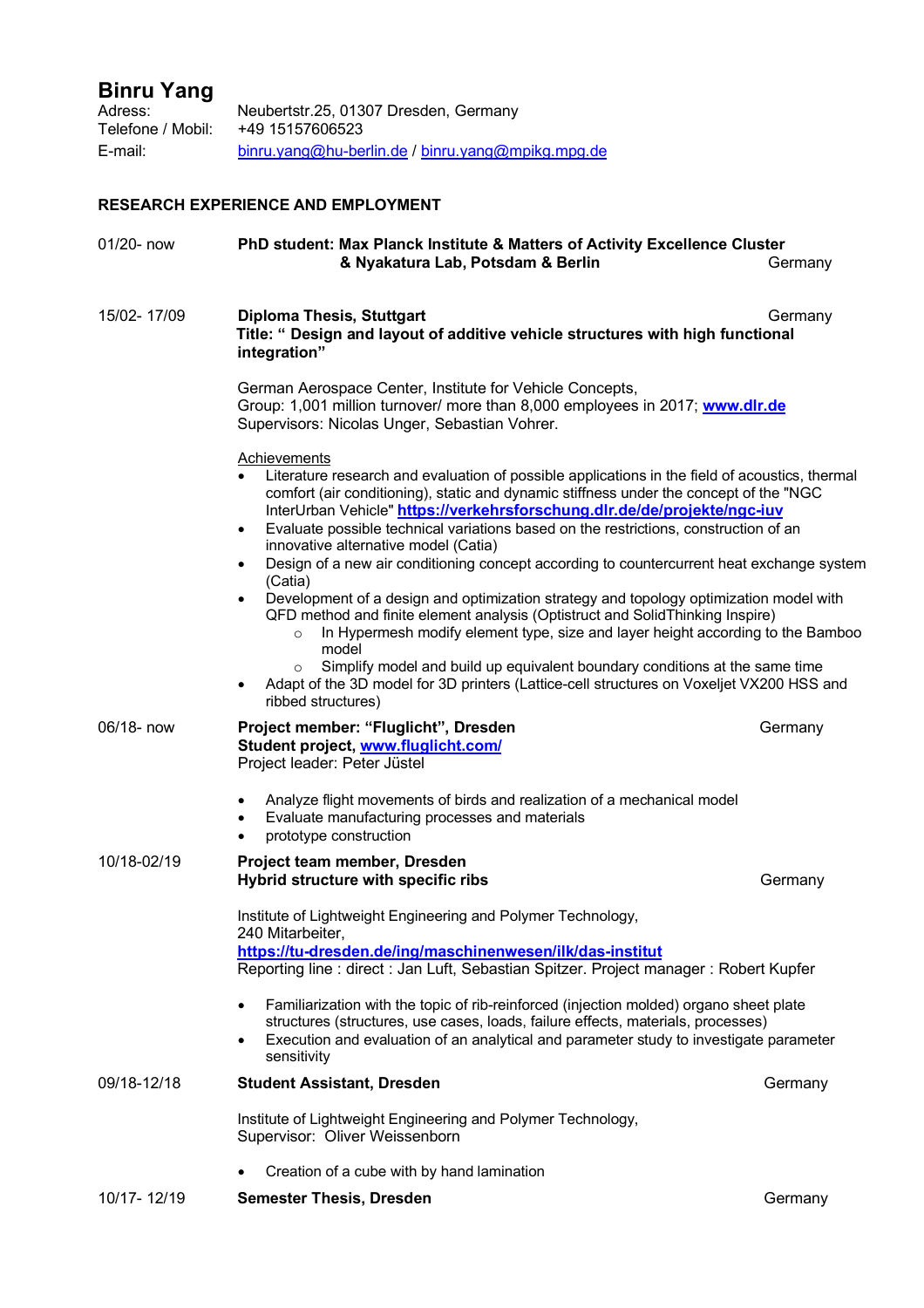# Binru Yang

Adress: Neubertstr.25, 01307 Dresden, Germany
Telefone / Mobil: +49 15157606523
E-mail: binru.yang@hu-berlin.de / binru.yang@mpikg.mpg.de

## RESEARCH EXPERIENCE AND EMPLOYMENT

**01/20- now** — **PhD student: Max Planck Institute & Matters of Activity Excellence Cluster & Nyakatura Lab, Potsdam & Berlin** — Germany

**15/02- 17/09** — **Diploma Thesis, Stuttgart** — Germany
**Title: " Design and layout of additive vehicle structures with high functional integration"**

German Aerospace Center, Institute for Vehicle Concepts,
Group: 1,001 million turnover/ more than 8,000 employees in 2017; **www.dlr.de**
Supervisors: Nicolas Unger, Sebastian Vohrer.

Achievements

- Literature research and evaluation of possible applications in the field of acoustics, thermal comfort (air conditioning), static and dynamic stiffness under the concept of the "NGC InterUrban Vehicle" **https://verkehrsforschung.dlr.de/de/projekte/ngc-iuv**
- Evaluate possible technical variations based on the restrictions, construction of an innovative alternative model (Catia)
- Design of a new air conditioning concept according to countercurrent heat exchange system (Catia)
- Development of a design and optimization strategy and topology optimization model with QFD method and finite element analysis (Optistruct and SolidThinking Inspire)
  - In Hypermesh modify element type, size and layer height according to the Bamboo model
  - Simplify model and build up equivalent boundary conditions at the same time
- Adapt of the 3D model for 3D printers (Lattice-cell structures on Voxeljet VX200 HSS and ribbed structures)

**06/18- now** — **Project member: "Fluglicht", Dresden** — Germany
**Student project, www.fluglicht.com/**
Project leader: Peter Jüstel

- Analyze flight movements of birds and realization of a mechanical model
- Evaluate manufacturing processes and materials
- prototype construction

**10/18-02/19** — **Project team member, Dresden** — Germany
**Hybrid structure with specific ribs**

Institute of Lightweight Engineering and Polymer Technology,
240 Mitarbeiter,
**https://tu-dresden.de/ing/maschinenwesen/ilk/das-institut**
Reporting line : direct : Jan Luft, Sebastian Spitzer. Project manager : Robert Kupfer

- Familiarization with the topic of rib-reinforced (injection molded) organo sheet plate structures (structures, use cases, loads, failure effects, materials, processes)
- Execution and evaluation of an analytical and parameter study to investigate parameter sensitivity

**09/18-12/18** — **Student Assistant, Dresden** — Germany

Institute of Lightweight Engineering and Polymer Technology,
Supervisor: Oliver Weissenborn

- Creation of a cube with by hand lamination

**10/17- 12/19** — **Semester Thesis, Dresden** — Germany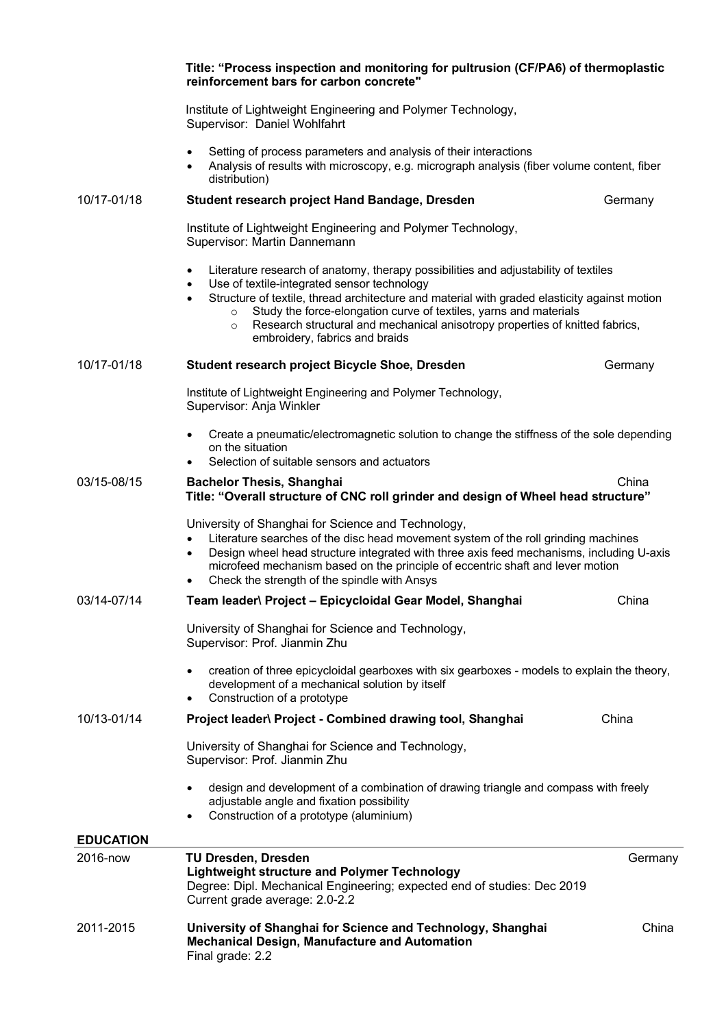**Title: "Process inspection and monitoring for pultrusion (CF/PA6) of thermoplastic reinforcement bars for carbon concrete"**

Institute of Lightweight Engineering and Polymer Technology,
Supervisor: Daniel Wohlfahrt

- Setting of process parameters and analysis of their interactions
- Analysis of results with microscopy, e.g. micrograph analysis (fiber volume content, fiber distribution)

10/17-01/18 **Student research project Hand Bandage, Dresden** Germany

Institute of Lightweight Engineering and Polymer Technology,
Supervisor: Martin Dannemann

- Literature research of anatomy, therapy possibilities and adjustability of textiles
- Use of textile-integrated sensor technology
- Structure of textile, thread architecture and material with graded elasticity against motion
    - Study the force-elongation curve of textiles, yarns and materials
    - Research structural and mechanical anisotropy properties of knitted fabrics, embroidery, fabrics and braids

10/17-01/18 **Student research project Bicycle Shoe, Dresden** Germany

Institute of Lightweight Engineering and Polymer Technology,
Supervisor: Anja Winkler

- Create a pneumatic/electromagnetic solution to change the stiffness of the sole depending on the situation
- Selection of suitable sensors and actuators

03/15-08/15 **Bachelor Thesis, Shanghai** China
**Title: "Overall structure of CNC roll grinder and design of Wheel head structure"**

University of Shanghai for Science and Technology,

- Literature searches of the disc head movement system of the roll grinding machines
- Design wheel head structure integrated with three axis feed mechanisms, including U-axis microfeed mechanism based on the principle of eccentric shaft and lever motion
- Check the strength of the spindle with Ansys

03/14-07/14 **Team leader\ Project – Epicycloidal Gear Model, Shanghai** China

University of Shanghai for Science and Technology,
Supervisor: Prof. Jianmin Zhu

- creation of three epicycloidal gearboxes with six gearboxes - models to explain the theory, development of a mechanical solution by itself
- Construction of a prototype

10/13-01/14 **Project leader\ Project - Combined drawing tool, Shanghai** China

University of Shanghai for Science and Technology,
Supervisor: Prof. Jianmin Zhu

- design and development of a combination of drawing triangle and compass with freely adjustable angle and fixation possibility
- Construction of a prototype (aluminium)

## EDUCATION

2016-now **TU Dresden, Dresden** Germany
**Lightweight structure and Polymer Technology**
Degree: Dipl. Mechanical Engineering; expected end of studies: Dec 2019
Current grade average: 2.0-2.2

2011-2015 **University of Shanghai for Science and Technology, Shanghai** China
**Mechanical Design, Manufacture and Automation**
Final grade: 2.2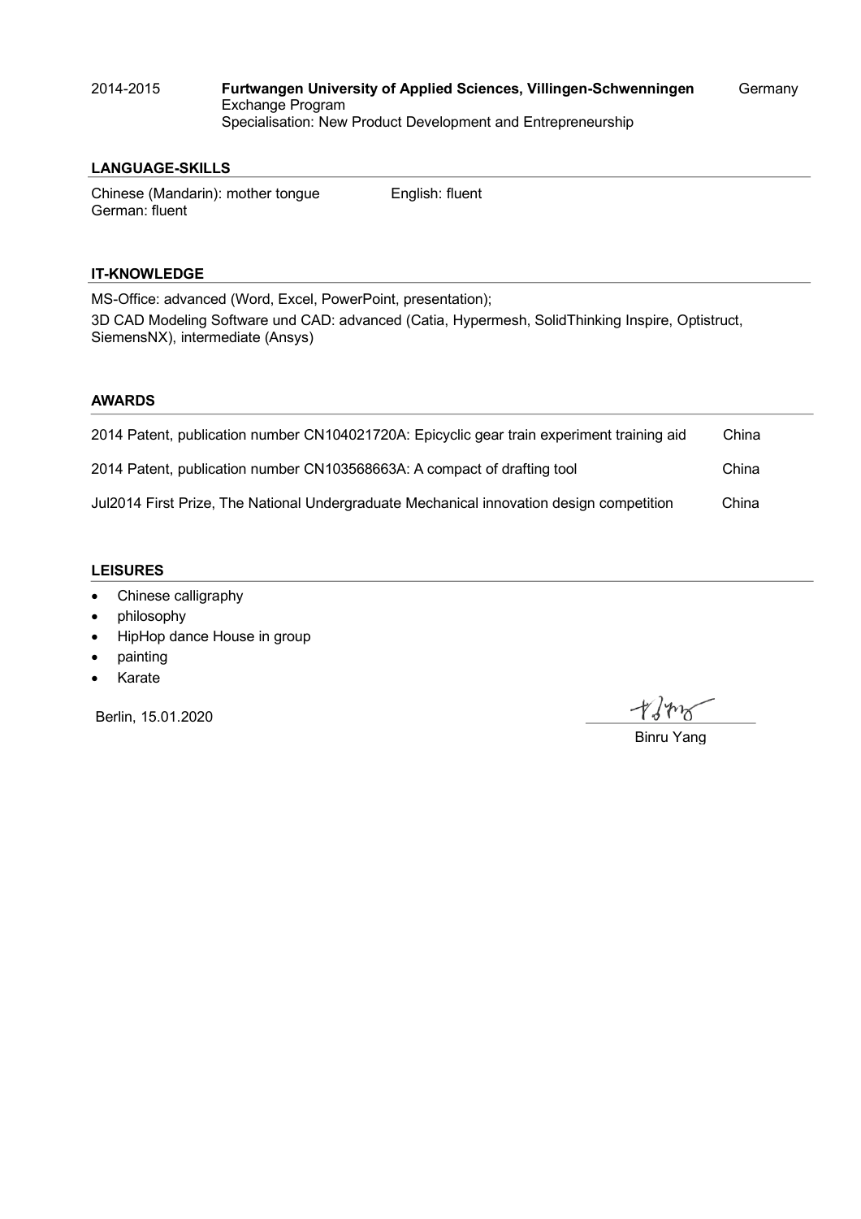2014-2015 **Furtwangen University of Applied Sciences, Villingen-Schwenningen** Germany
Exchange Program
Specialisation: New Product Development and Entrepreneurship

#### LANGUAGE-SKILLS

Chinese (Mandarin): mother tongue
English: fluent
German: fluent

#### IT-KNOWLEDGE

MS-Office: advanced (Word, Excel, PowerPoint, presentation);

3D CAD Modeling Software und CAD: advanced (Catia, Hypermesh, SolidThinking Inspire, Optistruct, SiemensNX), intermediate (Ansys)

#### AWARDS

2014 Patent, publication number CN104021720A: Epicyclic gear train experiment training aid China

2014 Patent, publication number CN103568663A: A compact of drafting tool China

Jul2014 First Prize, The National Undergraduate Mechanical innovation design competition China

#### LEISURES

- Chinese calligraphy
- philosophy
- HipHop dance House in group
- painting
- Karate

Berlin, 15.01.2020

Binru Yang